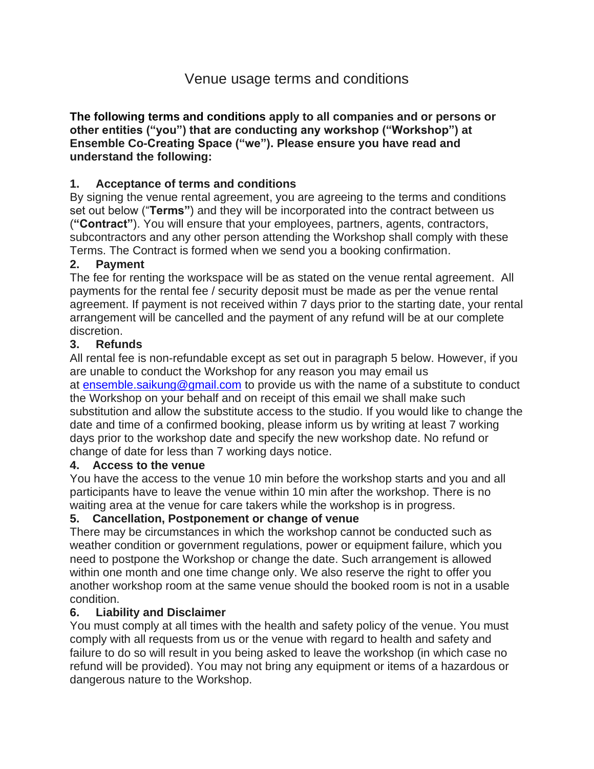# Venue usage terms and conditions

**The following terms and conditions apply to all companies and or persons or other entities ("you") that are conducting any workshop ("Workshop") at Ensemble Co-Creating Space ("we"). Please ensure you have read and understand the following:**

### 1. Acceptance of terms and conditions

By signing the venue rental agreement, you are agreeing to the terms and conditions set out below ("**Terms"**) and they will be incorporated into the contract between us (**"Contract"**). You will ensure that your employees, partners, agents, contractors, subcontractors and any other person attending the Workshop shall comply with these Terms. The Contract is formed when we send you a booking confirmation.

### 2. Payment

The fee for renting the workspace will be as stated on the venue rental agreement. All payments for the rental fee / security deposit must be made as per the venue rental agreement. If payment is not received within 7 days prior to the starting date, your rental arrangement will be cancelled and the payment of any refund will be at our complete discretion.

### 3. Refunds

All rental fee is non-refundable except as set out in paragraph 5 below. However, if you are unable to conduct the Workshop for any reason you may email us at ensemble.saikung@gmail.com to provide us with the name of a substitute to conduct the Workshop on your behalf and on receipt of this email we shall make such substitution and allow the substitute access to the studio. If you would like to change the date and time of a confirmed booking, please inform us by writing at least 7 working days prior to the workshop date and specify the new workshop date. No refund or change of date for less than 7 working days notice.

### 4. Access to the venue

You have the access to the venue 10 min before the workshop starts and you and all participants have to leave the venue within 10 min after the workshop. There is no waiting area at the venue for care takers while the workshop is in progress.

### 5. Cancellation, Postponement or change of venue

There may be circumstances in which the workshop cannot be conducted such as weather condition or government regulations, power or equipment failure, which you need to postpone the Workshop or change the date. Such arrangement is allowed within one month and one time change only. We also reserve the right to offer you another workshop room at the same venue should the booked room is not in a usable condition.

### 6. Liability and Disclaimer

You must comply at all times with the health and safety policy of the venue. You must comply with all requests from us or the venue with regard to health and safety and failure to do so will result in you being asked to leave the workshop (in which case no refund will be provided). You may not bring any equipment or items of a hazardous or dangerous nature to the Workshop.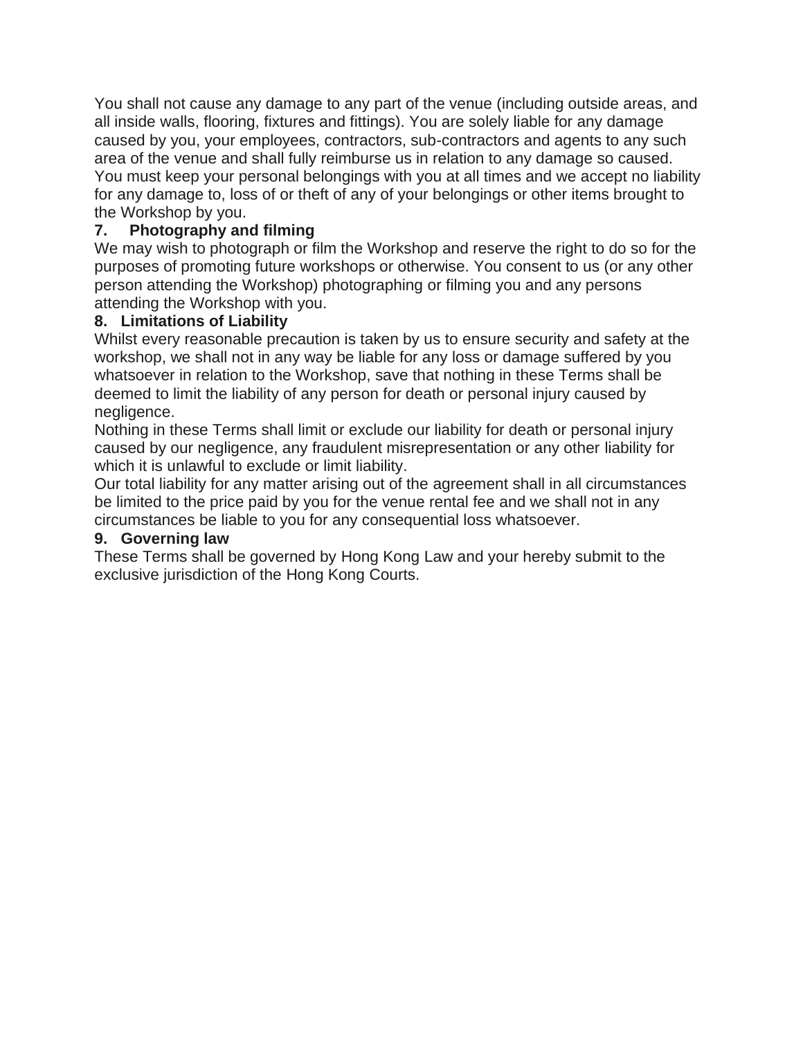You shall not cause any damage to any part of the venue (including outside areas, and all inside walls, flooring, fixtures and fittings). You are solely liable for any damage caused by you, your employees, contractors, sub-contractors and agents to any such area of the venue and shall fully reimburse us in relation to any damage so caused. You must keep your personal belongings with you at all times and we accept no liability for any damage to, loss of or theft of any of your belongings or other items brought to the Workshop by you.

**7. Photography and filming**

We may wish to photograph or film the Workshop and reserve the right to do so for the purposes of promoting future workshops or otherwise. You consent to us (or any other person attending the Workshop) photographing or filming you and any persons attending the Workshop with you.

**8. Limitations of Liability**

Whilst every reasonable precaution is taken by us to ensure security and safety at the workshop, we shall not in any way be liable for any loss or damage suffered by you whatsoever in relation to the Workshop, save that nothing in these Terms shall be deemed to limit the liability of any person for death or personal injury caused by negligence.

Nothing in these Terms shall limit or exclude our liability for death or personal injury caused by our negligence, any fraudulent misrepresentation or any other liability for which it is unlawful to exclude or limit liability.

Our total liability for any matter arising out of the agreement shall in all circumstances be limited to the price paid by you for the venue rental fee and we shall not in any circumstances be liable to you for any consequential loss whatsoever.

**9. Governing law**

These Terms shall be governed by Hong Kong Law and your hereby submit to the exclusive jurisdiction of the Hong Kong Courts.